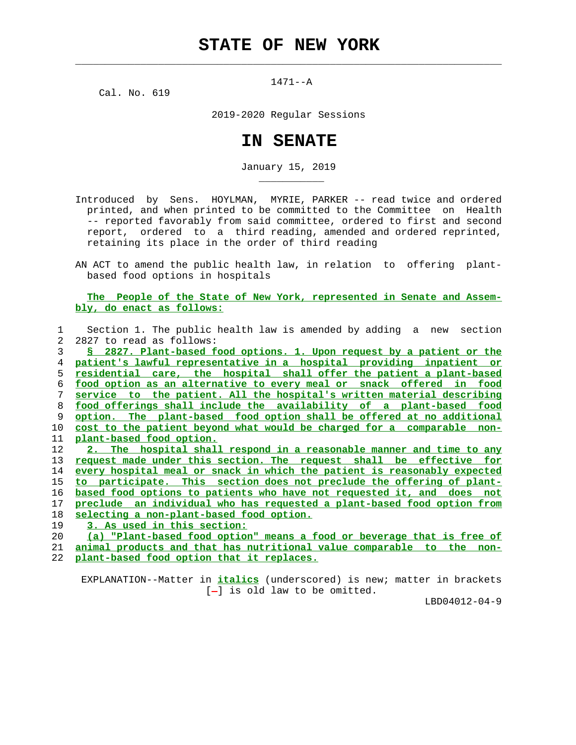# STATE OF NEW YORK

1471--A

Cal. No. 619

2019-2020 Regular Sessions

# IN SENATE

January 15, 2019

Introduced by Sens. HOYLMAN, MYRIE, PARKER -- read twice and ordered printed, and when printed to be committed to the Committee on Health -- reported favorably from said committee, ordered to first and second report, ordered to a third reading, amended and ordered reprinted, retaining its place in the order of third reading

AN ACT to amend the public health law, in relation to offering plant-based food options in hospitals

**The People of the State of New York, represented in Senate and Assembly, do enact as follows:**

1 Section 1. The public health law is amended by adding a new section
2 2827 to read as follows:
3 **§ 2827. Plant-based food options. 1. Upon request by a patient or the**
4 **patient's lawful representative in a hospital providing inpatient or**
5 **residential care, the hospital shall offer the patient a plant-based**
6 **food option as an alternative to every meal or snack offered in food**
7 **service to the patient. All the hospital's written material describing**
8 **food offerings shall include the availability of a plant-based food**
9 **option. The plant-based food option shall be offered at no additional**
10 **cost to the patient beyond what would be charged for a comparable non-**
11 **plant-based food option.**
12 **2. The hospital shall respond in a reasonable manner and time to any**
13 **request made under this section. The request shall be effective for**
14 **every hospital meal or snack in which the patient is reasonably expected**
15 **to participate. This section does not preclude the offering of plant-**
16 **based food options to patients who have not requested it, and does not**
17 **preclude an individual who has requested a plant-based food option from**
18 **selecting a non-plant-based food option.**
19 **3. As used in this section:**
20 **(a) "Plant-based food option" means a food or beverage that is free of**
21 **animal products and that has nutritional value comparable to the non-**
22 **plant-based food option that it replaces.**

EXPLANATION--Matter in ***italics*** (underscored) is new; matter in brackets [-] is old law to be omitted.

LBD04012-04-9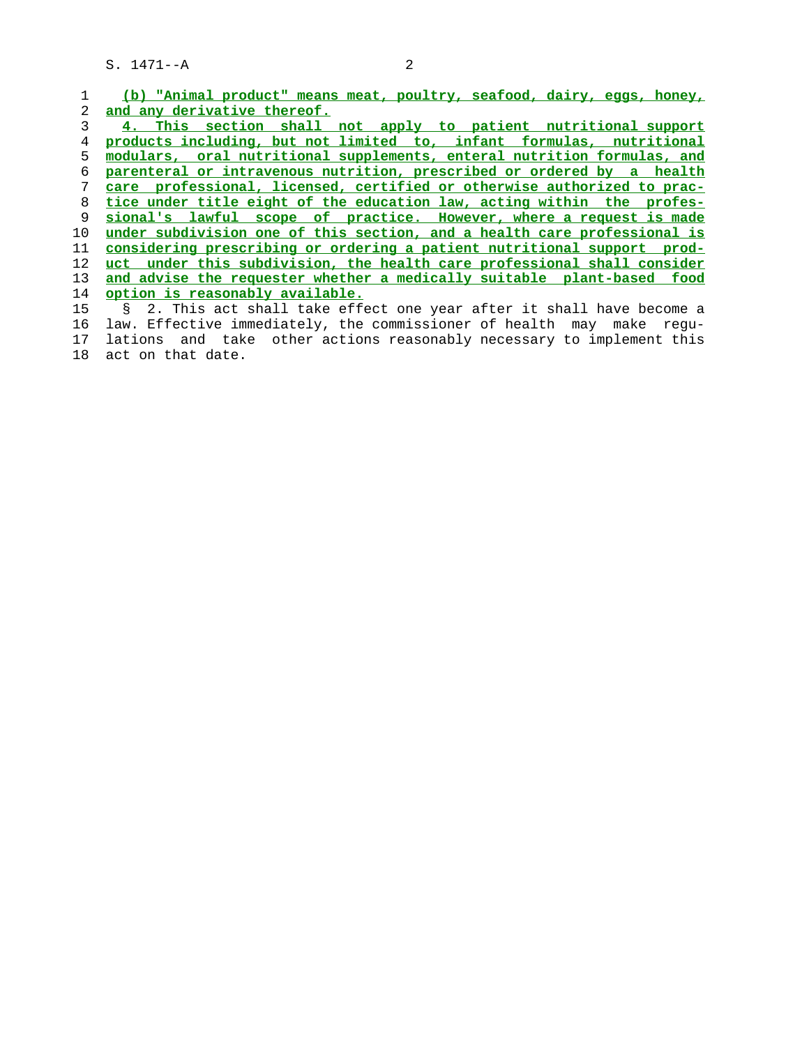(b) "Animal product" means meat, poultry, seafood, dairy, eggs, honey, and any derivative thereof.

4. This section shall not apply to patient nutritional support products including, but not limited to, infant formulas, nutritional modulars, oral nutritional supplements, enteral nutrition formulas, and parenteral or intravenous nutrition, prescribed or ordered by a health care professional, licensed, certified or otherwise authorized to practice under title eight of the education law, acting within the professional's lawful scope of practice. However, where a request is made under subdivision one of this section, and a health care professional is considering prescribing or ordering a patient nutritional support product under this subdivision, the health care professional shall consider and advise the requester whether a medically suitable plant-based food option is reasonably available.

§ 2. This act shall take effect one year after it shall have become a law. Effective immediately, the commissioner of health may make regulations and take other actions reasonably necessary to implement this act on that date.